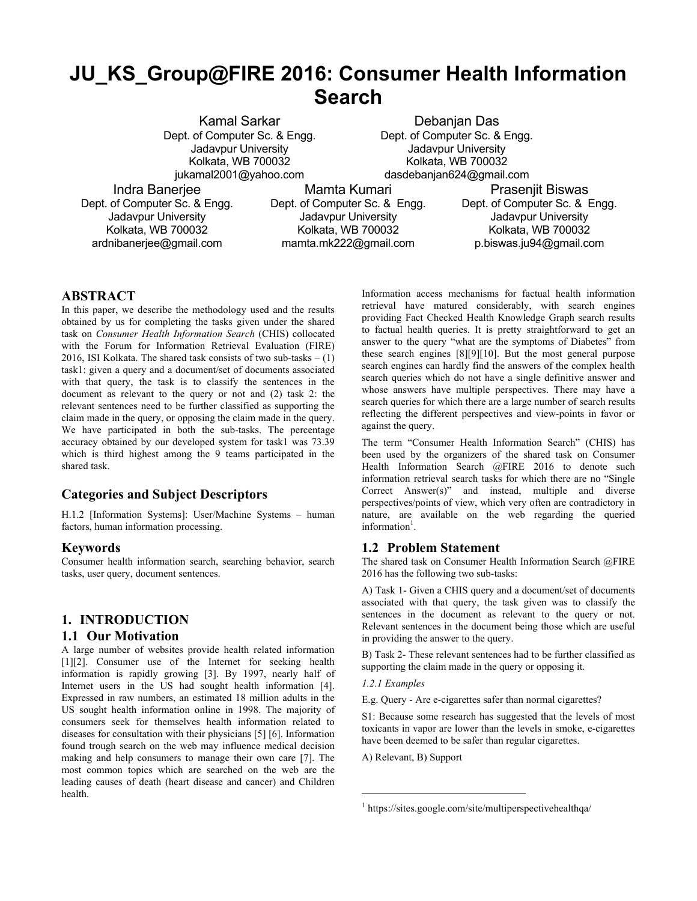# JU_KS_Group@FIRE 2016: Consumer Health Information Search

Kamal Sarkar
Dept. of Computer Sc. & Engg.
Jadavpur University
Kolkata, WB 700032
jukamal2001@yahoo.com

Debanjan Das
Dept. of Computer Sc. & Engg.
Jadavpur University
Kolkata, WB 700032
dasdebanjan624@gmail.com

Indra Banerjee
Dept. of Computer Sc. & Engg.
Jadavpur University
Kolkata, WB 700032
ardnibanerjee@gmail.com

Mamta Kumari
Dept. of Computer Sc. & Engg.
Jadavpur University
Kolkata, WB 700032
mamta.mk222@gmail.com

Prasenjit Biswas
Dept. of Computer Sc. & Engg.
Jadavpur University
Kolkata, WB 700032
p.biswas.ju94@gmail.com

## ABSTRACT

In this paper, we describe the methodology used and the results obtained by us for completing the tasks given under the shared task on *Consumer Health Information Search* (CHIS) collocated with the Forum for Information Retrieval Evaluation (FIRE) 2016, ISI Kolkata. The shared task consists of two sub-tasks – (1) task1: given a query and a document/set of documents associated with that query, the task is to classify the sentences in the document as relevant to the query or not and (2) task 2: the relevant sentences need to be further classified as supporting the claim made in the query, or opposing the claim made in the query. We have participated in both the sub-tasks. The percentage accuracy obtained by our developed system for task1 was 73.39 which is third highest among the 9 teams participated in the shared task.

## Categories and Subject Descriptors

H.1.2 [Information Systems]: User/Machine Systems – human factors, human information processing.

## Keywords

Consumer health information search, searching behavior, search tasks, user query, document sentences.

## 1. INTRODUCTION

### 1.1 Our Motivation

A large number of websites provide health related information [1][2]. Consumer use of the Internet for seeking health information is rapidly growing [3]. By 1997, nearly half of Internet users in the US had sought health information [4]. Expressed in raw numbers, an estimated 18 million adults in the US sought health information online in 1998. The majority of consumers seek for themselves health information related to diseases for consultation with their physicians [5] [6]. Information found trough search on the web may influence medical decision making and help consumers to manage their own care [7]. The most common topics which are searched on the web are the leading causes of death (heart disease and cancer) and Children health.

Information access mechanisms for factual health information retrieval have matured considerably, with search engines providing Fact Checked Health Knowledge Graph search results to factual health queries. It is pretty straightforward to get an answer to the query "what are the symptoms of Diabetes" from these search engines [8][9][10]. But the most general purpose search engines can hardly find the answers of the complex health search queries which do not have a single definitive answer and whose answers have multiple perspectives. There may have a search queries for which there are a large number of search results reflecting the different perspectives and view-points in favor or against the query.

The term "Consumer Health Information Search" (CHIS) has been used by the organizers of the shared task on Consumer Health Information Search @FIRE 2016 to denote such information retrieval search tasks for which there are no "Single Correct Answer(s)" and instead, multiple and diverse perspectives/points of view, which very often are contradictory in nature, are available on the web regarding the queried information[1].

### 1.2 Problem Statement

The shared task on Consumer Health Information Search @FIRE 2016 has the following two sub-tasks:

A) Task 1- Given a CHIS query and a document/set of documents associated with that query, the task given was to classify the sentences in the document as relevant to the query or not. Relevant sentences in the document being those which are useful in providing the answer to the query.

B) Task 2- These relevant sentences had to be further classified as supporting the claim made in the query or opposing it.

*1.2.1 Examples*

E.g. Query - Are e-cigarettes safer than normal cigarettes?

S1: Because some research has suggested that the levels of most toxicants in vapor are lower than the levels in smoke, e-cigarettes have been deemed to be safer than regular cigarettes.

A) Relevant, B) Support

[1] https://sites.google.com/site/multiperspectivehealthqa/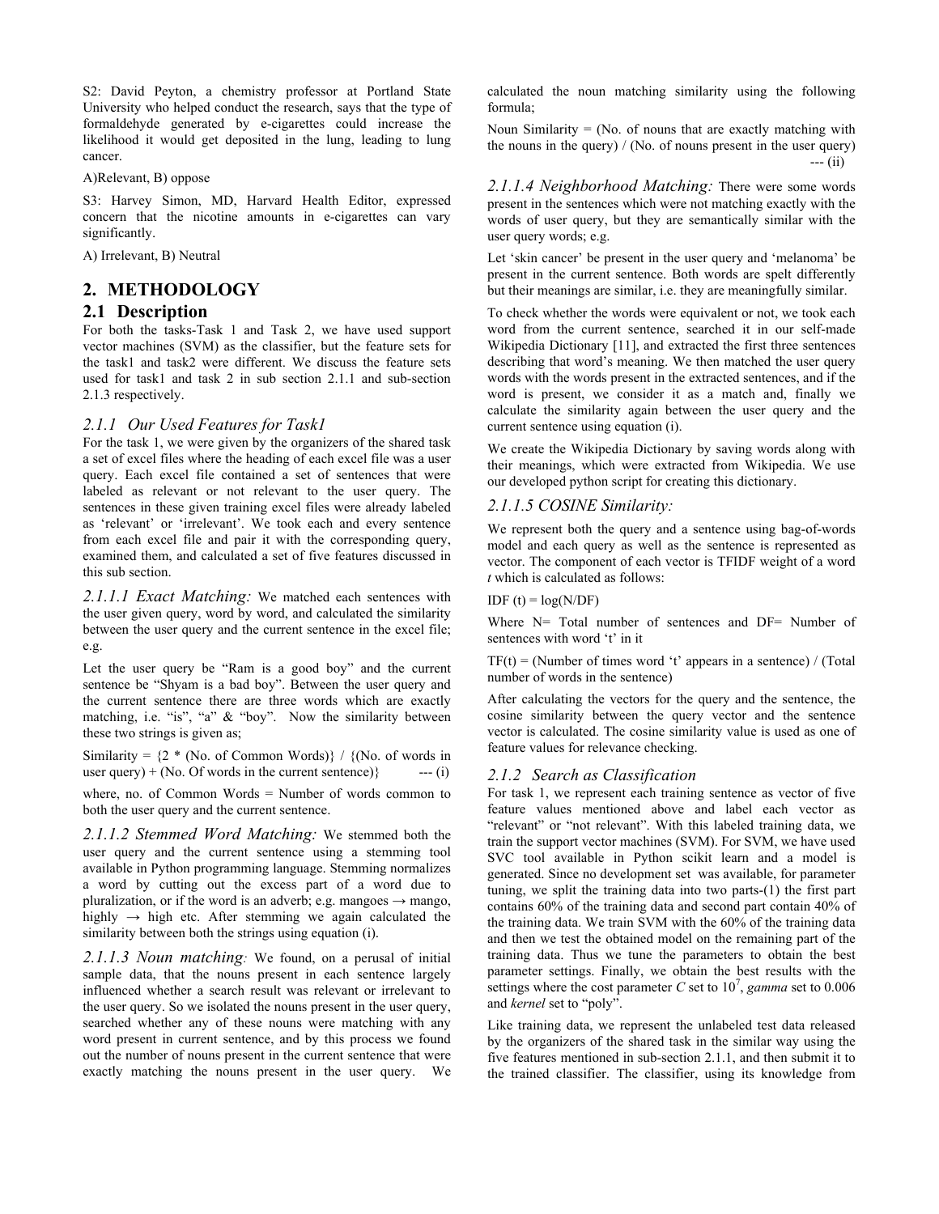S2: David Peyton, a chemistry professor at Portland State University who helped conduct the research, says that the type of formaldehyde generated by e-cigarettes could increase the likelihood it would get deposited in the lung, leading to lung cancer.

A)Relevant, B) oppose

S3: Harvey Simon, MD, Harvard Health Editor, expressed concern that the nicotine amounts in e-cigarettes can vary significantly.

A) Irrelevant, B) Neutral

## 2. METHODOLOGY

### 2.1 Description

For both the tasks-Task 1 and Task 2, we have used support vector machines (SVM) as the classifier, but the feature sets for the task1 and task2 were different. We discuss the feature sets used for task1 and task 2 in sub section 2.1.1 and sub-section 2.1.3 respectively.

#### *2.1.1 Our Used Features for Task1*

For the task 1, we were given by the organizers of the shared task a set of excel files where the heading of each excel file was a user query. Each excel file contained a set of sentences that were labeled as relevant or not relevant to the user query. The sentences in these given training excel files were already labeled as 'relevant' or 'irrelevant'. We took each and every sentence from each excel file and pair it with the corresponding query, examined them, and calculated a set of five features discussed in this sub section.

*2.1.1.1 Exact Matching:* We matched each sentences with the user given query, word by word, and calculated the similarity between the user query and the current sentence in the excel file; e.g.

Let the user query be "Ram is a good boy" and the current sentence be "Shyam is a bad boy". Between the user query and the current sentence there are three words which are exactly matching, i.e. "is", "a" & "boy". Now the similarity between these two strings is given as;

Similarity = {2 * (No. of Common Words)} / {(No. of words in user query) + (No. Of words in the current sentence)} --- (i)

where, no. of Common Words = Number of words common to both the user query and the current sentence.

*2.1.1.2 Stemmed Word Matching:* We stemmed both the user query and the current sentence using a stemming tool available in Python programming language. Stemming normalizes a word by cutting out the excess part of a word due to pluralization, or if the word is an adverb; e.g. mangoes → mango, highly → high etc. After stemming we again calculated the similarity between both the strings using equation (i).

*2.1.1.3 Noun matching:* We found, on a perusal of initial sample data, that the nouns present in each sentence largely influenced whether a search result was relevant or irrelevant to the user query. So we isolated the nouns present in the user query, searched whether any of these nouns were matching with any word present in current sentence, and by this process we found out the number of nouns present in the current sentence that were exactly matching the nouns present in the user query. We calculated the noun matching similarity using the following formula;

Noun Similarity = (No. of nouns that are exactly matching with the nouns in the query) / (No. of nouns present in the user query) --- (ii)

*2.1.1.4 Neighborhood Matching:* There were some words present in the sentences which were not matching exactly with the words of user query, but they are semantically similar with the user query words; e.g.

Let 'skin cancer' be present in the user query and 'melanoma' be present in the current sentence. Both words are spelt differently but their meanings are similar, i.e. they are meaningfully similar.

To check whether the words were equivalent or not, we took each word from the current sentence, searched it in our self-made Wikipedia Dictionary [11], and extracted the first three sentences describing that word's meaning. We then matched the user query words with the words present in the extracted sentences, and if the word is present, we consider it as a match and, finally we calculate the similarity again between the user query and the current sentence using equation (i).

We create the Wikipedia Dictionary by saving words along with their meanings, which were extracted from Wikipedia. We use our developed python script for creating this dictionary.

*2.1.1.5 COSINE Similarity:*

We represent both the query and a sentence using bag-of-words model and each query as well as the sentence is represented as vector. The component of each vector is TFIDF weight of a word *t* which is calculated as follows:

IDF (t) = log(N/DF)

Where N= Total number of sentences and DF= Number of sentences with word 't' in it

TF(t) = (Number of times word 't' appears in a sentence) / (Total number of words in the sentence)

After calculating the vectors for the query and the sentence, the cosine similarity between the query vector and the sentence vector is calculated. The cosine similarity value is used as one of feature values for relevance checking.

#### *2.1.2 Search as Classification*

For task 1, we represent each training sentence as vector of five feature values mentioned above and label each vector as "relevant" or "not relevant". With this labeled training data, we train the support vector machines (SVM). For SVM, we have used SVC tool available in Python scikit learn and a model is generated. Since no development set was available, for parameter tuning, we split the training data into two parts-(1) the first part contains 60% of the training data and second part contain 40% of the training data. We train SVM with the 60% of the training data and then we test the obtained model on the remaining part of the training data. Thus we tune the parameters to obtain the best parameter settings. Finally, we obtain the best results with the settings where the cost parameter *C* set to $10^7$, *gamma* set to 0.006 and *kernel* set to "poly".

Like training data, we represent the unlabeled test data released by the organizers of the shared task in the similar way using the five features mentioned in sub-section 2.1.1, and then submit it to the trained classifier. The classifier, using its knowledge from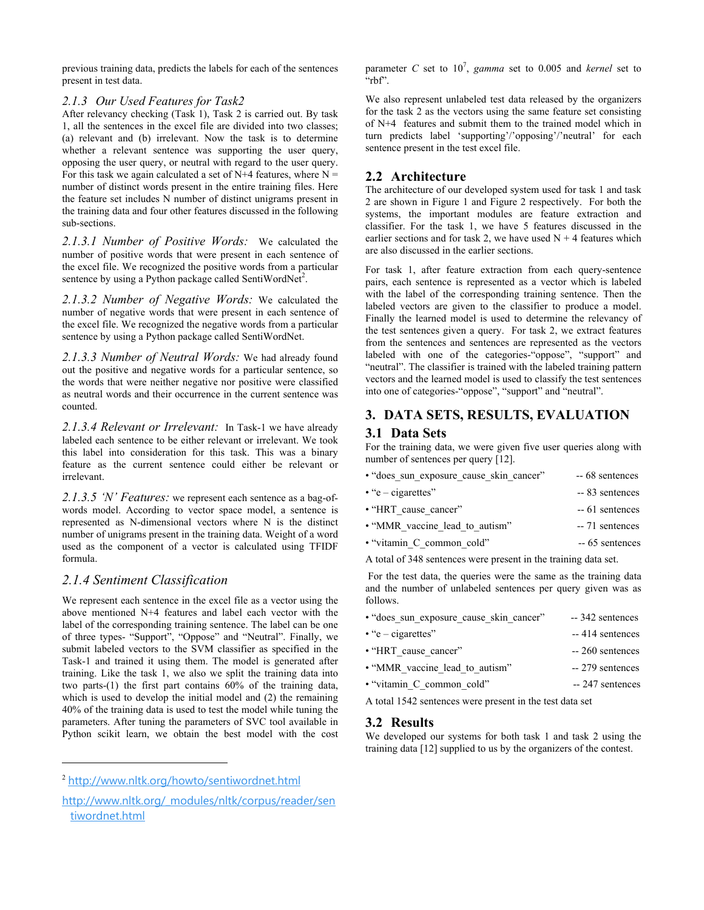previous training data, predicts the labels for each of the sentences present in test data.

### 2.1.3 Our Used Features for Task2

After relevancy checking (Task 1), Task 2 is carried out. By task 1, all the sentences in the excel file are divided into two classes; (a) relevant and (b) irrelevant. Now the task is to determine whether a relevant sentence was supporting the user query, opposing the user query, or neutral with regard to the user query. For this task we again calculated a set of N+4 features, where N = number of distinct words present in the entire training files. Here the feature set includes N number of distinct unigrams present in the training data and four other features discussed in the following sub-sections.

*2.1.3.1 Number of Positive Words:* We calculated the number of positive words that were present in each sentence of the excel file. We recognized the positive words from a particular sentence by using a Python package called SentiWordNet[2].

*2.1.3.2 Number of Negative Words:* We calculated the number of negative words that were present in each sentence of the excel file. We recognized the negative words from a particular sentence by using a Python package called SentiWordNet.

*2.1.3.3 Number of Neutral Words:* We had already found out the positive and negative words for a particular sentence, so the words that were neither negative nor positive were classified as neutral words and their occurrence in the current sentence was counted.

*2.1.3.4 Relevant or Irrelevant:* In Task-1 we have already labeled each sentence to be either relevant or irrelevant. We took this label into consideration for this task. This was a binary feature as the current sentence could either be relevant or irrelevant.

*2.1.3.5 'N' Features:* we represent each sentence as a bag-of-words model. According to vector space model, a sentence is represented as N-dimensional vectors where N is the distinct number of unigrams present in the training data. Weight of a word used as the component of a vector is calculated using TFIDF formula.

### 2.1.4 Sentiment Classification

We represent each sentence in the excel file as a vector using the above mentioned N+4 features and label each vector with the label of the corresponding training sentence. The label can be one of three types- "Support", "Oppose" and "Neutral". Finally, we submit labeled vectors to the SVM classifier as specified in the Task-1 and trained it using them. The model is generated after training. Like the task 1, we also we split the training data into two parts-(1) the first part contains 60% of the training data, which is used to develop the initial model and (2) the remaining 40% of the training data is used to test the model while tuning the parameters. After tuning the parameters of SVC tool available in Python scikit learn, we obtain the best model with the cost parameter *C* set to $10^7$, *gamma* set to 0.005 and *kernel* set to "rbf".

We also represent unlabeled test data released by the organizers for the task 2 as the vectors using the same feature set consisting of N+4 features and submit them to the trained model which in turn predicts label 'supporting'/'opposing'/'neutral' for each sentence present in the test excel file.

## 2.2 Architecture

The architecture of our developed system used for task 1 and task 2 are shown in Figure 1 and Figure 2 respectively. For both the systems, the important modules are feature extraction and classifier. For the task 1, we have 5 features discussed in the earlier sections and for task 2, we have used N + 4 features which are also discussed in the earlier sections.

For task 1, after feature extraction from each query-sentence pairs, each sentence is represented as a vector which is labeled with the label of the corresponding training sentence. Then the labeled vectors are given to the classifier to produce a model. Finally the learned model is used to determine the relevancy of the test sentences given a query. For task 2, we extract features from the sentences and sentences are represented as the vectors labeled with one of the categories-"oppose", "support" and "neutral". The classifier is trained with the labeled training pattern vectors and the learned model is used to classify the test sentences into one of categories-"oppose", "support" and "neutral".

# 3. DATA SETS, RESULTS, EVALUATION

## 3.1 Data Sets

For the training data, we were given five user queries along with number of sentences per query [12].

- "does_sun_exposure_cause_skin_cancer" -- 68 sentences
- "e – cigarettes" -- 83 sentences
- "HRT_cause_cancer" -- 61 sentences
- "MMR_vaccine_lead_to_autism" -- 71 sentences
- "vitamin_C_common_cold" -- 65 sentences

A total of 348 sentences were present in the training data set.

For the test data, the queries were the same as the training data and the number of unlabeled sentences per query given was as follows.

- "does_sun_exposure_cause_skin_cancer" -- 342 sentences
- "e – cigarettes" -- 414 sentences
- "HRT_cause_cancer" -- 260 sentences
- "MMR_vaccine_lead_to_autism" -- 279 sentences
- "vitamin_C_common_cold" -- 247 sentences

A total 1542 sentences were present in the test data set

## 3.2 Results

We developed our systems for both task 1 and task 2 using the training data [12] supplied to us by the organizers of the contest.

---

[2] http://www.nltk.org/howto/sentiwordnet.html

http://www.nltk.org/_modules/nltk/corpus/reader/sentiwordnet.html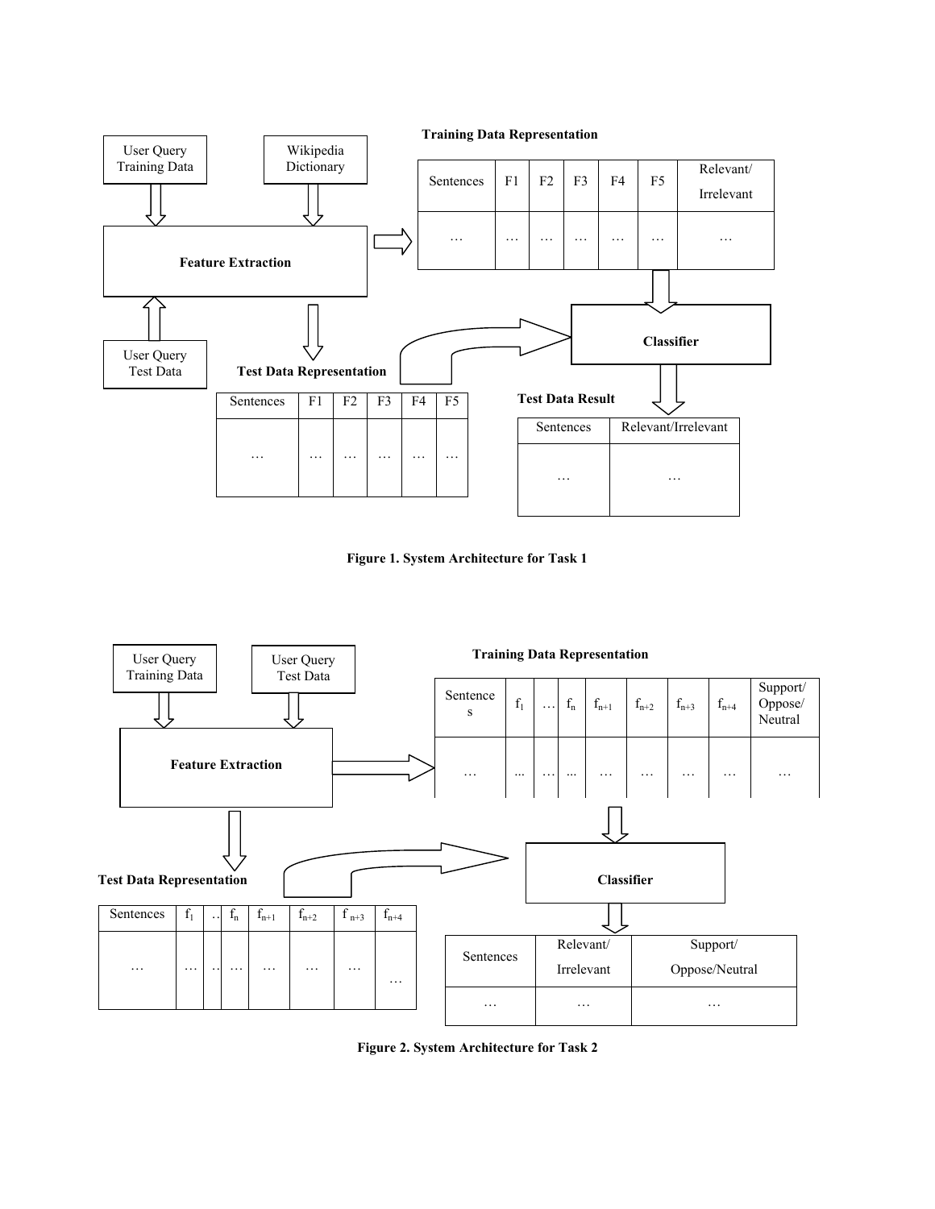User Query Training Data

Wikipedia Dictionary

Feature Extraction

User Query Test Data

**Training Data Representation**

| Sentences | F1 | F2 | F3 | F4 | F5 | Relevant/ Irrelevant |
|---|---|---|---|---|---|---|
| … | … | … | … | … | … | … |

**Classifier**

**Test Data Representation**

| Sentences | F1 | F2 | F3 | F4 | F5 |
|---|---|---|---|---|---|
| … | … | … | … | … | … |

**Test Data Result**

| Sentences | Relevant/Irrelevant |
|---|---|
| … | … |

**Figure 1. System Architecture for Task 1**

User Query Training Data

User Query Test Data

Feature Extraction

**Training Data Representation**

| Sentences | $f_1$ | … | $f_n$ | $f_{n+1}$ | $f_{n+2}$ | $f_{n+3}$ | $f_{n+4}$ | Support/ Oppose/ Neutral |
|---|---|---|---|---|---|---|---|---|
| … | ... | … | ... | … | … | … | … | … |

**Classifier**

**Test Data Representation**

| Sentences | $f_1$ | .. | $f_n$ | $f_{n+1}$ | $f_{n+2}$ | $f_{n+3}$ | $f_{n+4}$ |
|---|---|---|---|---|---|---|---|
| … | … | .. | … | … | … | … | … |

| Sentences | Relevant/ Irrelevant | Support/ Oppose/Neutral |
|---|---|---|
| … | … | … |

**Figure 2. System Architecture for Task 2**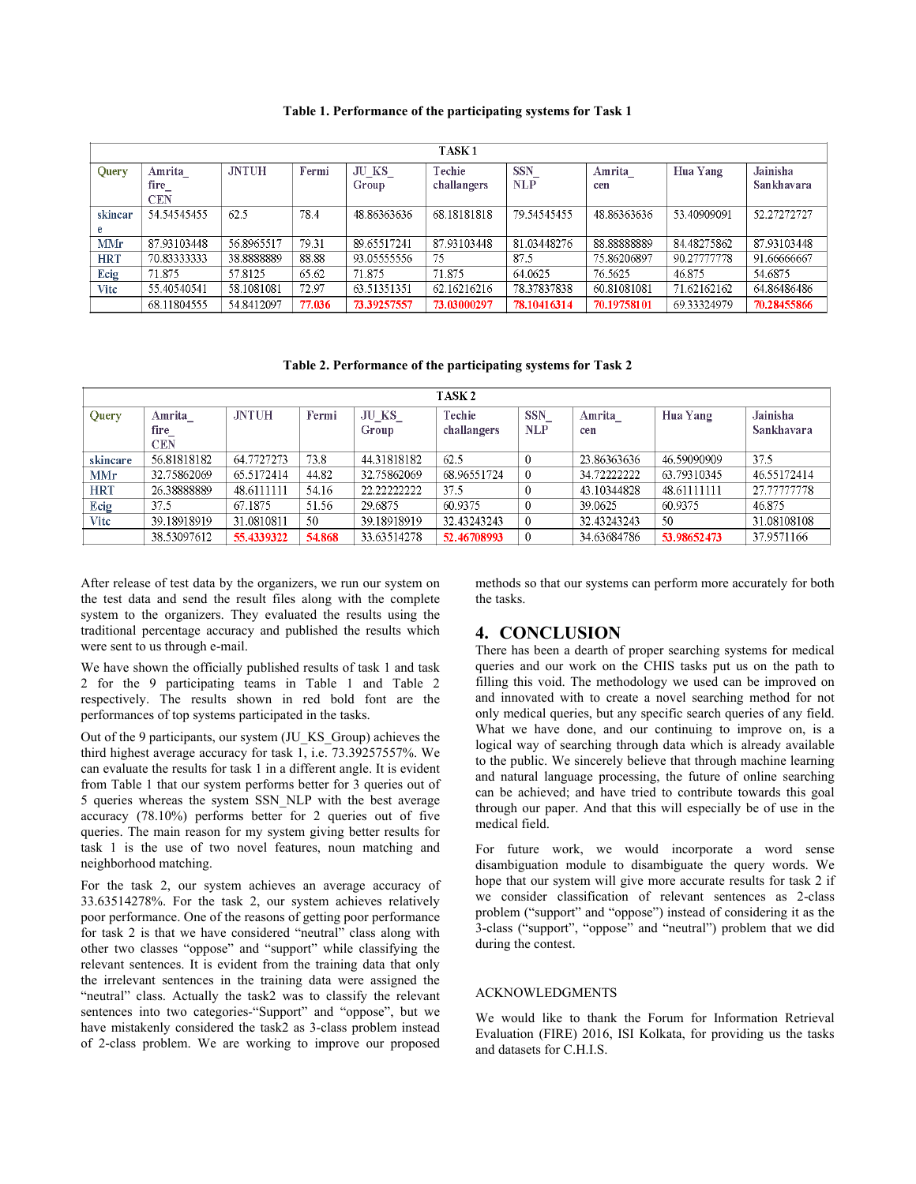**Table 1. Performance of the participating systems for Task 1**

| TASK 1 | | | | | | | | | |
|---|---|---|---|---|---|---|---|---|---|
| Query | Amrita_fire_CEN | JNTUH | Fermi | JU_KS_Group | Techie challangers | SSN_NLP | Amrita_cen | Hua Yang | Jainisha Sankhavara |
| skincare | 54.54545455 | 62.5 | 78.4 | 48.86363636 | 68.18181818 | 79.54545455 | 48.86363636 | 53.40909091 | 52.27272727 |
| MMr | 87.93103448 | 56.8965517 | 79.31 | 89.65517241 | 87.93103448 | 81.03448276 | 88.88888889 | 84.48275862 | 87.93103448 |
| HRT | 70.83333333 | 38.8888889 | 88.88 | 93.05555556 | 75 | 87.5 | 75.86206897 | 90.27777778 | 91.66666667 |
| Ecig | 71.875 | 57.8125 | 65.62 | 71.875 | 71.875 | 64.0625 | 76.5625 | 46.875 | 54.6875 |
| Vitc | 55.40540541 | 58.1081081 | 72.97 | 63.51351351 | 62.16216216 | 78.37837838 | 60.81081081 | 71.62162162 | 64.86486486 |
| | 68.11804555 | 54.8412097 | **77.036** | **73.39257557** | **73.03000297** | **78.10416314** | **70.19758101** | 69.33324979 | **70.28455866** |

**Table 2. Performance of the participating systems for Task 2**

| TASK 2 | | | | | | | | | |
|---|---|---|---|---|---|---|---|---|---|
| Query | Amrita_fire_CEN | JNTUH | Fermi | JU_KS_Group | Techie challangers | SSN_NLP | Amrita_cen | Hua Yang | Jainisha Sankhavara |
| skincare | 56.81818182 | 64.7727273 | 73.8 | 44.31818182 | 62.5 | 0 | 23.86363636 | 46.59090909 | 37.5 |
| MMr | 32.75862069 | 65.5172414 | 44.82 | 32.75862069 | 68.96551724 | 0 | 34.72222222 | 63.79310345 | 46.55172414 |
| HRT | 26.38888889 | 48.6111111 | 54.16 | 22.22222222 | 37.5 | 0 | 43.10344828 | 48.61111111 | 27.77777778 |
| Ecig | 37.5 | 67.1875 | 51.56 | 29.6875 | 60.9375 | 0 | 39.0625 | 60.9375 | 46.875 |
| Vitc | 39.18918919 | 31.0810811 | 50 | 39.18918919 | 32.43243243 | 0 | 32.43243243 | 50 | 31.08108108 |
| | 38.53097612 | **55.4339322** | **54.868** | 33.63514278 | **52.46708993** | 0 | 34.63684786 | **53.98652473** | 37.9571166 |

After release of test data by the organizers, we run our system on the test data and send the result files along with the complete system to the organizers. They evaluated the results using the traditional percentage accuracy and published the results which were sent to us through e-mail.

We have shown the officially published results of task 1 and task 2 for the 9 participating teams in Table 1 and Table 2 respectively. The results shown in red bold font are the performances of top systems participated in the tasks.

Out of the 9 participants, our system (JU_KS_Group) achieves the third highest average accuracy for task 1, i.e. 73.39257557%. We can evaluate the results for task 1 in a different angle. It is evident from Table 1 that our system performs better for 3 queries out of 5 queries whereas the system SSN_NLP with the best average accuracy (78.10%) performs better for 2 queries out of five queries. The main reason for my system giving better results for task 1 is the use of two novel features, noun matching and neighborhood matching.

For the task 2, our system achieves an average accuracy of 33.63514278%. For the task 2, our system achieves relatively poor performance. One of the reasons of getting poor performance for task 2 is that we have considered "neutral" class along with other two classes "oppose" and "support" while classifying the relevant sentences. It is evident from the training data that only the irrelevant sentences in the training data were assigned the "neutral" class. Actually the task2 was to classify the relevant sentences into two categories-"Support" and "oppose", but we have mistakenly considered the task2 as 3-class problem instead of 2-class problem. We are working to improve our proposed methods so that our systems can perform more accurately for both the tasks.

## 4. CONCLUSION

There has been a dearth of proper searching systems for medical queries and our work on the CHIS tasks put us on the path to filling this void. The methodology we used can be improved on and innovated with to create a novel searching method for not only medical queries, but any specific search queries of any field. What we have done, and our continuing to improve on, is a logical way of searching through data which is already available to the public. We sincerely believe that through machine learning and natural language processing, the future of online searching can be achieved; and have tried to contribute towards this goal through our paper. And that this will especially be of use in the medical field.

For future work, we would incorporate a word sense disambiguation module to disambiguate the query words. We hope that our system will give more accurate results for task 2 if we consider classification of relevant sentences as 2-class problem ("support" and "oppose") instead of considering it as the 3-class ("support", "oppose" and "neutral") problem that we did during the contest.

ACKNOWLEDGMENTS

We would like to thank the Forum for Information Retrieval Evaluation (FIRE) 2016, ISI Kolkata, for providing us the tasks and datasets for C.H.I.S.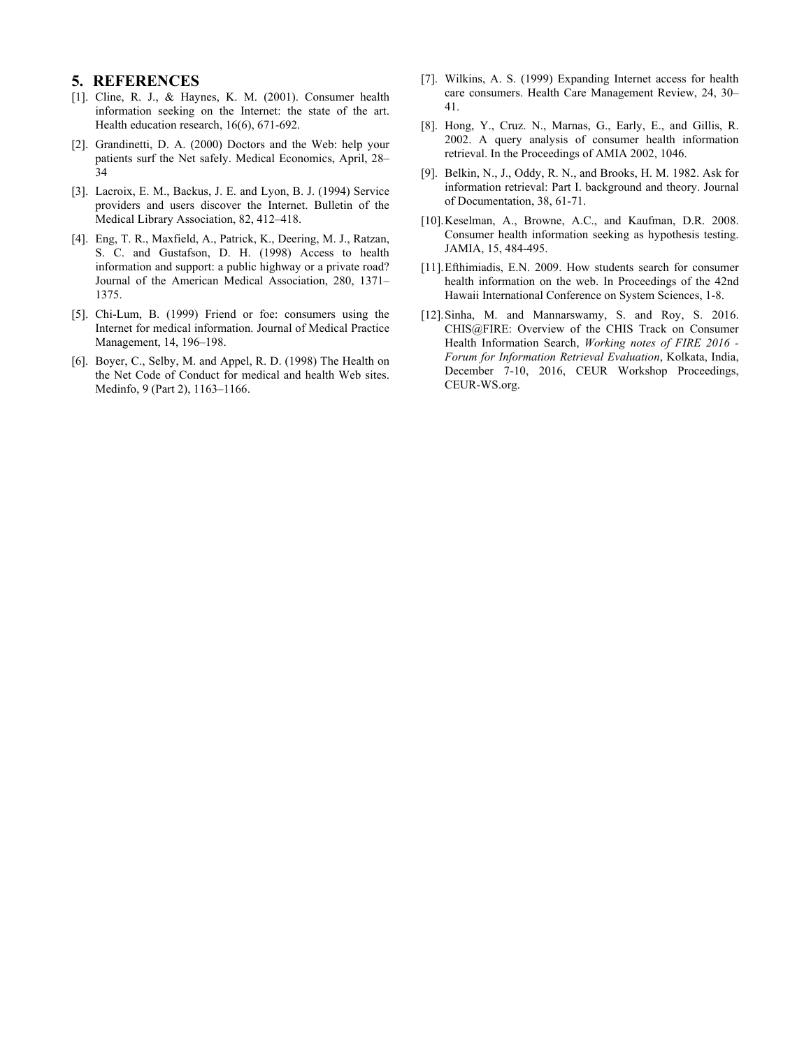## 5. REFERENCES

[1]. Cline, R. J., & Haynes, K. M. (2001). Consumer health information seeking on the Internet: the state of the art. Health education research, 16(6), 671-692.

[2]. Grandinetti, D. A. (2000) Doctors and the Web: help your patients surf the Net safely. Medical Economics, April, 28–34

[3]. Lacroix, E. M., Backus, J. E. and Lyon, B. J. (1994) Service providers and users discover the Internet. Bulletin of the Medical Library Association, 82, 412–418.

[4]. Eng, T. R., Maxfield, A., Patrick, K., Deering, M. J., Ratzan, S. C. and Gustafson, D. H. (1998) Access to health information and support: a public highway or a private road? Journal of the American Medical Association, 280, 1371–1375.

[5]. Chi-Lum, B. (1999) Friend or foe: consumers using the Internet for medical information. Journal of Medical Practice Management, 14, 196–198.

[6]. Boyer, C., Selby, M. and Appel, R. D. (1998) The Health on the Net Code of Conduct for medical and health Web sites. Medinfo, 9 (Part 2), 1163–1166.

[7]. Wilkins, A. S. (1999) Expanding Internet access for health care consumers. Health Care Management Review, 24, 30–41.

[8]. Hong, Y., Cruz. N., Marnas, G., Early, E., and Gillis, R. 2002. A query analysis of consumer health information retrieval. In the Proceedings of AMIA 2002, 1046.

[9]. Belkin, N., J., Oddy, R. N., and Brooks, H. M. 1982. Ask for information retrieval: Part I. background and theory. Journal of Documentation, 38, 61-71.

[10]. Keselman, A., Browne, A.C., and Kaufman, D.R. 2008. Consumer health information seeking as hypothesis testing. JAMIA, 15, 484-495.

[11]. Efthimiadis, E.N. 2009. How students search for consumer health information on the web. In Proceedings of the 42nd Hawaii International Conference on System Sciences, 1-8.

[12]. Sinha, M. and Mannarswamy, S. and Roy, S. 2016. CHIS@FIRE: Overview of the CHIS Track on Consumer Health Information Search, *Working notes of FIRE 2016 - Forum for Information Retrieval Evaluation*, Kolkata, India, December 7-10, 2016, CEUR Workshop Proceedings, CEUR-WS.org.